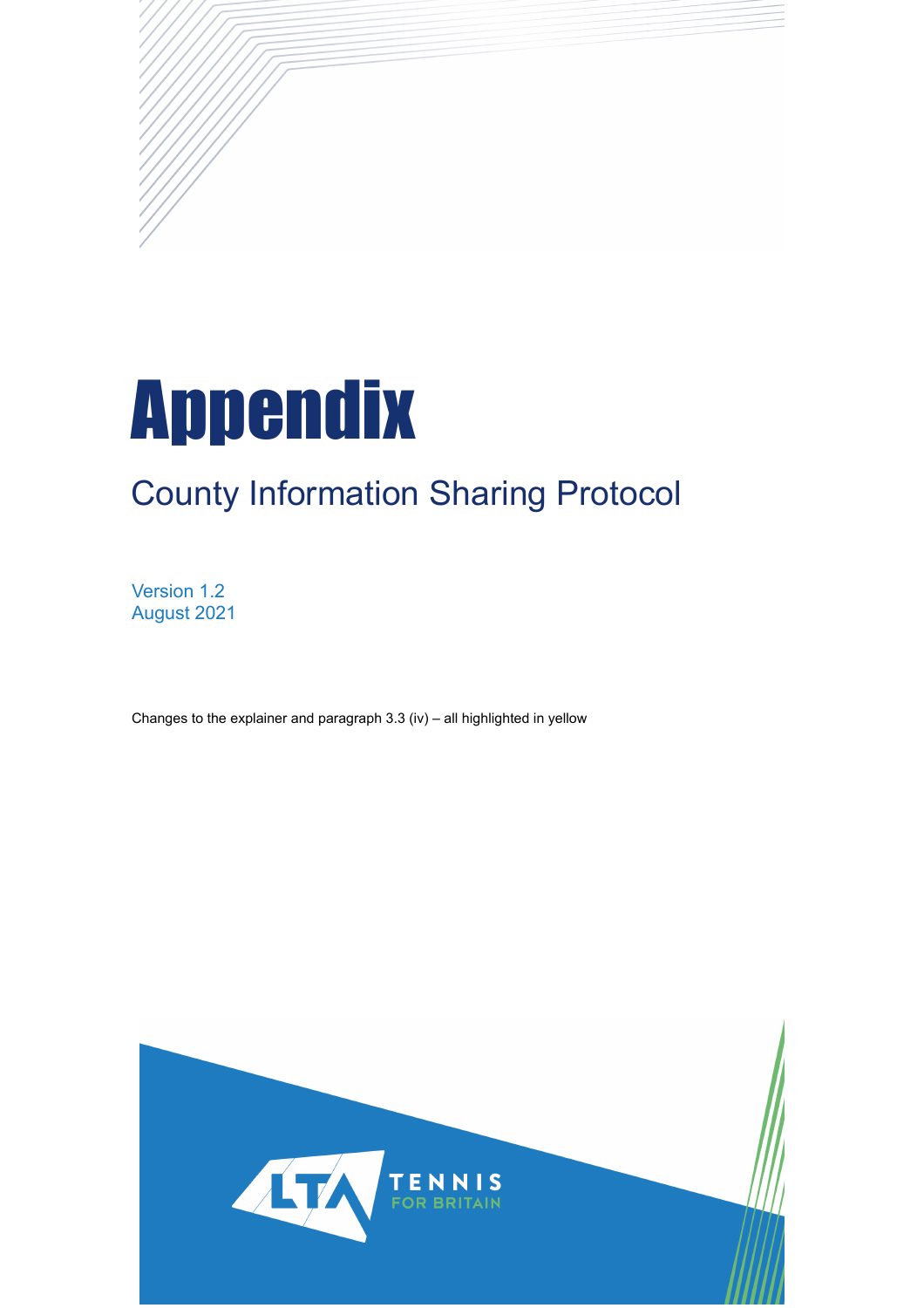# Appendix

## County Information Sharing Protocol

Version 1.2
August 2021

Changes to the explainer and paragraph 3.3 (iv) – all highlighted in yellow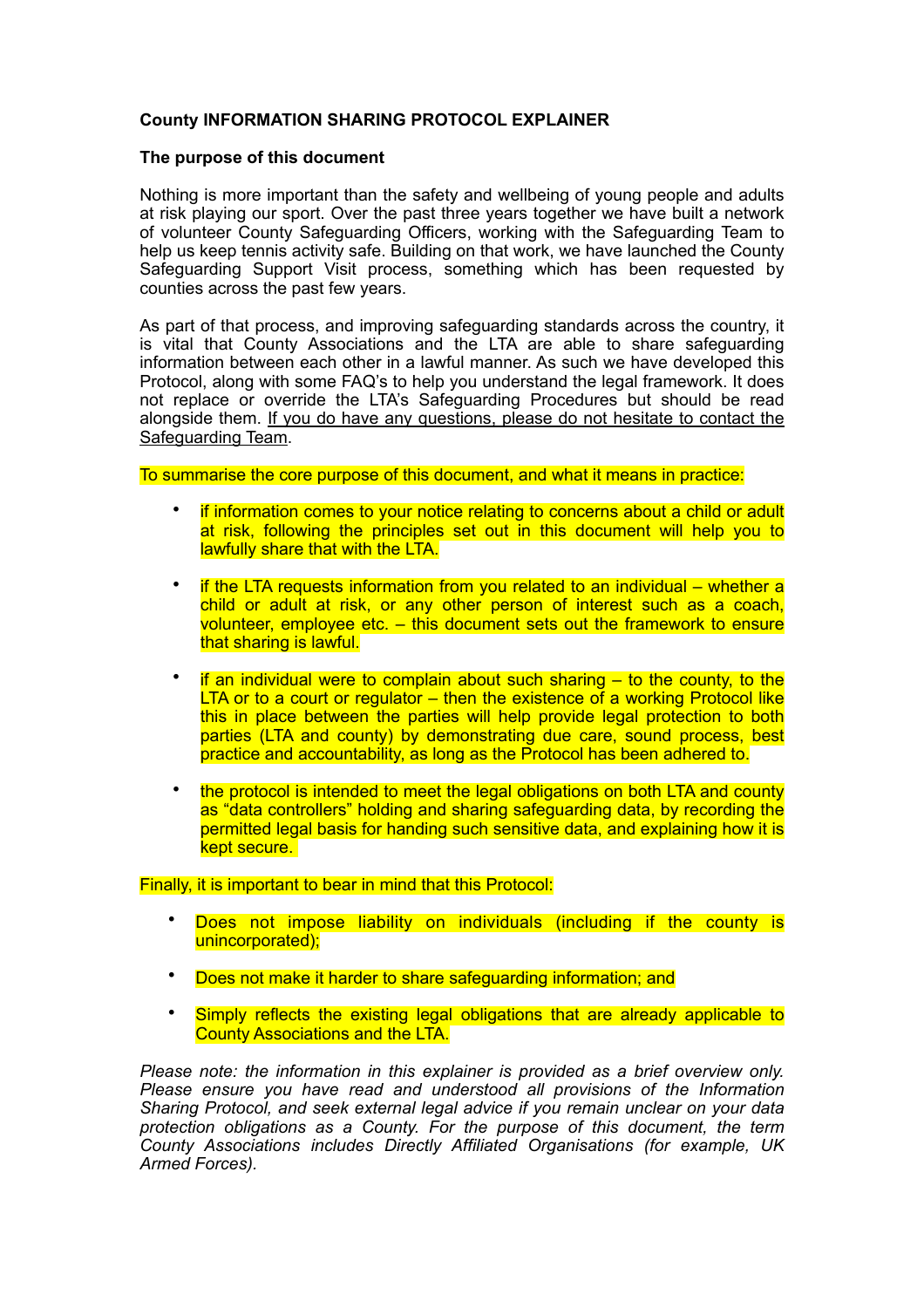**County INFORMATION SHARING PROTOCOL EXPLAINER**

**The purpose of this document**

Nothing is more important than the safety and wellbeing of young people and adults at risk playing our sport. Over the past three years together we have built a network of volunteer County Safeguarding Officers, working with the Safeguarding Team to help us keep tennis activity safe. Building on that work, we have launched the County Safeguarding Support Visit process, something which has been requested by counties across the past few years.

As part of that process, and improving safeguarding standards across the country, it is vital that County Associations and the LTA are able to share safeguarding information between each other in a lawful manner. As such we have developed this Protocol, along with some FAQ's to help you understand the legal framework. It does not replace or override the LTA's Safeguarding Procedures but should be read alongside them. <u>If you do have any questions, please do not hesitate to contact the Safeguarding Team</u>.

To summarise the core purpose of this document, and what it means in practice:

- if information comes to your notice relating to concerns about a child or adult at risk, following the principles set out in this document will help you to lawfully share that with the LTA.
- if the LTA requests information from you related to an individual – whether a child or adult at risk, or any other person of interest such as a coach, volunteer, employee etc. – this document sets out the framework to ensure that sharing is lawful.
- if an individual were to complain about such sharing – to the county, to the LTA or to a court or regulator – then the existence of a working Protocol like this in place between the parties will help provide legal protection to both parties (LTA and county) by demonstrating due care, sound process, best practice and accountability, as long as the Protocol has been adhered to.
- the protocol is intended to meet the legal obligations on both LTA and county as "data controllers" holding and sharing safeguarding data, by recording the permitted legal basis for handing such sensitive data, and explaining how it is kept secure.

Finally, it is important to bear in mind that this Protocol:

- Does not impose liability on individuals (including if the county is unincorporated);
- Does not make it harder to share safeguarding information; and
- Simply reflects the existing legal obligations that are already applicable to County Associations and the LTA.

*Please note: the information in this explainer is provided as a brief overview only. Please ensure you have read and understood all provisions of the Information Sharing Protocol, and seek external legal advice if you remain unclear on your data protection obligations as a County. For the purpose of this document, the term County Associations includes Directly Affiliated Organisations (for example, UK Armed Forces).*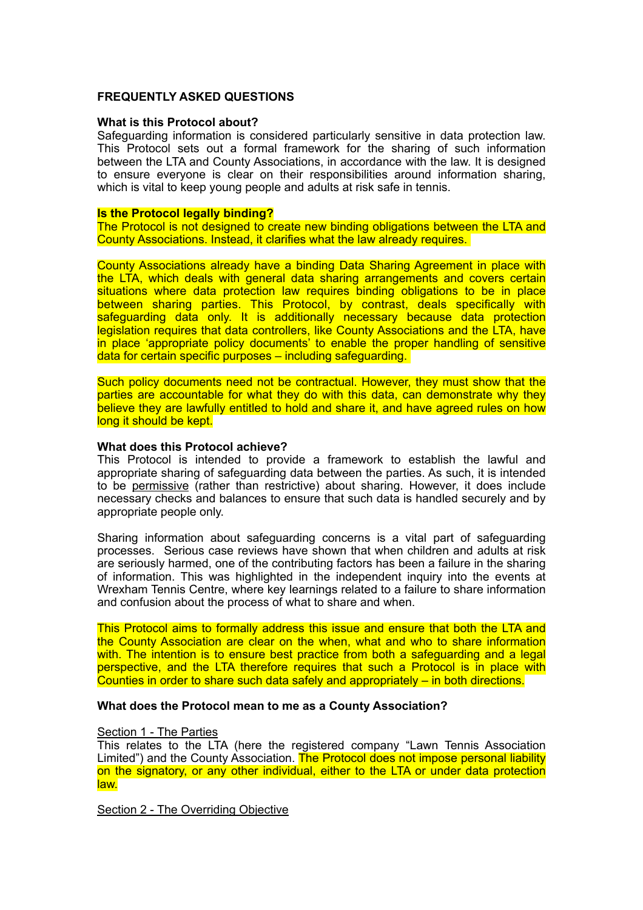## FREQUENTLY ASKED QUESTIONS

**What is this Protocol about?**

Safeguarding information is considered particularly sensitive in data protection law. This Protocol sets out a formal framework for the sharing of such information between the LTA and County Associations, in accordance with the law. It is designed to ensure everyone is clear on their responsibilities around information sharing, which is vital to keep young people and adults at risk safe in tennis.

**Is the Protocol legally binding?**

The Protocol is not designed to create new binding obligations between the LTA and County Associations. Instead, it clarifies what the law already requires.

County Associations already have a binding Data Sharing Agreement in place with the LTA, which deals with general data sharing arrangements and covers certain situations where data protection law requires binding obligations to be in place between sharing parties. This Protocol, by contrast, deals specifically with safeguarding data only. It is additionally necessary because data protection legislation requires that data controllers, like County Associations and the LTA, have in place 'appropriate policy documents' to enable the proper handling of sensitive data for certain specific purposes – including safeguarding.

Such policy documents need not be contractual. However, they must show that the parties are accountable for what they do with this data, can demonstrate why they believe they are lawfully entitled to hold and share it, and have agreed rules on how long it should be kept.

**What does this Protocol achieve?**

This Protocol is intended to provide a framework to establish the lawful and appropriate sharing of safeguarding data between the parties. As such, it is intended to be permissive (rather than restrictive) about sharing. However, it does include necessary checks and balances to ensure that such data is handled securely and by appropriate people only.

Sharing information about safeguarding concerns is a vital part of safeguarding processes. Serious case reviews have shown that when children and adults at risk are seriously harmed, one of the contributing factors has been a failure in the sharing of information. This was highlighted in the independent inquiry into the events at Wrexham Tennis Centre, where key learnings related to a failure to share information and confusion about the process of what to share and when.

This Protocol aims to formally address this issue and ensure that both the LTA and the County Association are clear on the when, what and who to share information with. The intention is to ensure best practice from both a safeguarding and a legal perspective, and the LTA therefore requires that such a Protocol is in place with Counties in order to share such data safely and appropriately – in both directions.

**What does the Protocol mean to me as a County Association?**

Section 1 - The Parties

This relates to the LTA (here the registered company "Lawn Tennis Association Limited") and the County Association. The Protocol does not impose personal liability on the signatory, or any other individual, either to the LTA or under data protection law.

Section 2 - The Overriding Objective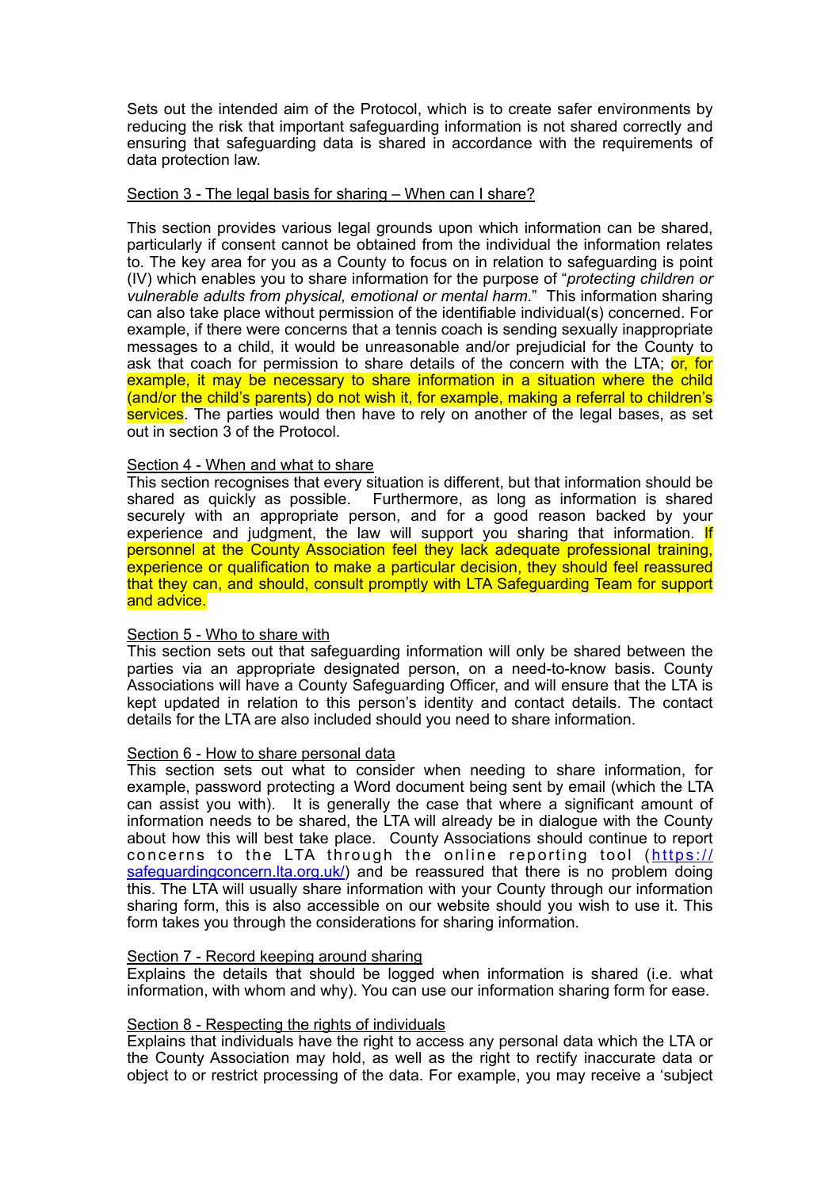Sets out the intended aim of the Protocol, which is to create safer environments by reducing the risk that important safeguarding information is not shared correctly and ensuring that safeguarding data is shared in accordance with the requirements of data protection law.

<u>Section 3 - The legal basis for sharing – When can I share?</u>

This section provides various legal grounds upon which information can be shared, particularly if consent cannot be obtained from the individual the information relates to. The key area for you as a County to focus on in relation to safeguarding is point (IV) which enables you to share information for the purpose of "*protecting children or vulnerable adults from physical, emotional or mental harm*." This information sharing can also take place without permission of the identifiable individual(s) concerned. For example, if there were concerns that a tennis coach is sending sexually inappropriate messages to a child, it would be unreasonable and/or prejudicial for the County to ask that coach for permission to share details of the concern with the LTA; or, for example, it may be necessary to share information in a situation where the child (and/or the child's parents) do not wish it, for example, making a referral to children's services. The parties would then have to rely on another of the legal bases, as set out in section 3 of the Protocol.

<u>Section 4 - When and what to share</u>

This section recognises that every situation is different, but that information should be shared as quickly as possible. Furthermore, as long as information is shared securely with an appropriate person, and for a good reason backed by your experience and judgment, the law will support you sharing that information. If personnel at the County Association feel they lack adequate professional training, experience or qualification to make a particular decision, they should feel reassured that they can, and should, consult promptly with LTA Safeguarding Team for support and advice.

<u>Section 5 - Who to share with</u>

This section sets out that safeguarding information will only be shared between the parties via an appropriate designated person, on a need-to-know basis. County Associations will have a County Safeguarding Officer, and will ensure that the LTA is kept updated in relation to this person's identity and contact details. The contact details for the LTA are also included should you need to share information.

<u>Section 6 - How to share personal data</u>

This section sets out what to consider when needing to share information, for example, password protecting a Word document being sent by email (which the LTA can assist you with). It is generally the case that where a significant amount of information needs to be shared, the LTA will already be in dialogue with the County about how this will best take place. County Associations should continue to report concerns to the LTA through the online reporting tool (https://safeguardingconcern.lta.org.uk/) and be reassured that there is no problem doing this. The LTA will usually share information with your County through our information sharing form, this is also accessible on our website should you wish to use it. This form takes you through the considerations for sharing information.

<u>Section 7 - Record keeping around sharing</u>

Explains the details that should be logged when information is shared (i.e. what information, with whom and why). You can use our information sharing form for ease.

<u>Section 8 - Respecting the rights of individuals</u>

Explains that individuals have the right to access any personal data which the LTA or the County Association may hold, as well as the right to rectify inaccurate data or object to or restrict processing of the data. For example, you may receive a 'subject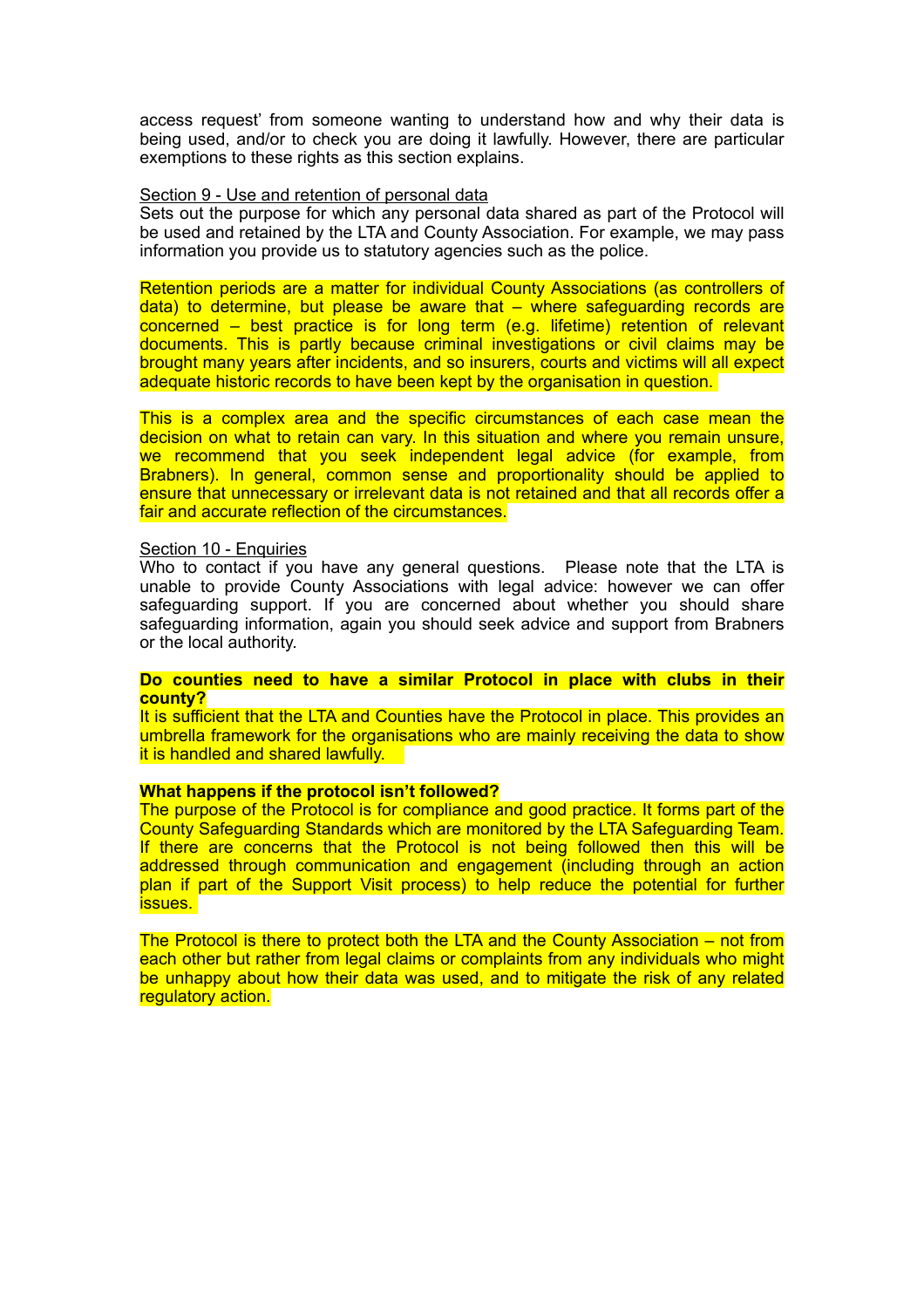access request' from someone wanting to understand how and why their data is being used, and/or to check you are doing it lawfully. However, there are particular exemptions to these rights as this section explains.

Section 9 - Use and retention of personal data
Sets out the purpose for which any personal data shared as part of the Protocol will be used and retained by the LTA and County Association. For example, we may pass information you provide us to statutory agencies such as the police.

Retention periods are a matter for individual County Associations (as controllers of data) to determine, but please be aware that – where safeguarding records are concerned – best practice is for long term (e.g. lifetime) retention of relevant documents. This is partly because criminal investigations or civil claims may be brought many years after incidents, and so insurers, courts and victims will all expect adequate historic records to have been kept by the organisation in question.

This is a complex area and the specific circumstances of each case mean the decision on what to retain can vary. In this situation and where you remain unsure, we recommend that you seek independent legal advice (for example, from Brabners). In general, common sense and proportionality should be applied to ensure that unnecessary or irrelevant data is not retained and that all records offer a fair and accurate reflection of the circumstances.

Section 10 - Enquiries
Who to contact if you have any general questions. Please note that the LTA is unable to provide County Associations with legal advice: however we can offer safeguarding support. If you are concerned about whether you should share safeguarding information, again you should seek advice and support from Brabners or the local authority.

**Do counties need to have a similar Protocol in place with clubs in their county?**
It is sufficient that the LTA and Counties have the Protocol in place. This provides an umbrella framework for the organisations who are mainly receiving the data to show it is handled and shared lawfully.

**What happens if the protocol isn't followed?**
The purpose of the Protocol is for compliance and good practice. It forms part of the County Safeguarding Standards which are monitored by the LTA Safeguarding Team. If there are concerns that the Protocol is not being followed then this will be addressed through communication and engagement (including through an action plan if part of the Support Visit process) to help reduce the potential for further issues.

The Protocol is there to protect both the LTA and the County Association – not from each other but rather from legal claims or complaints from any individuals who might be unhappy about how their data was used, and to mitigate the risk of any related regulatory action.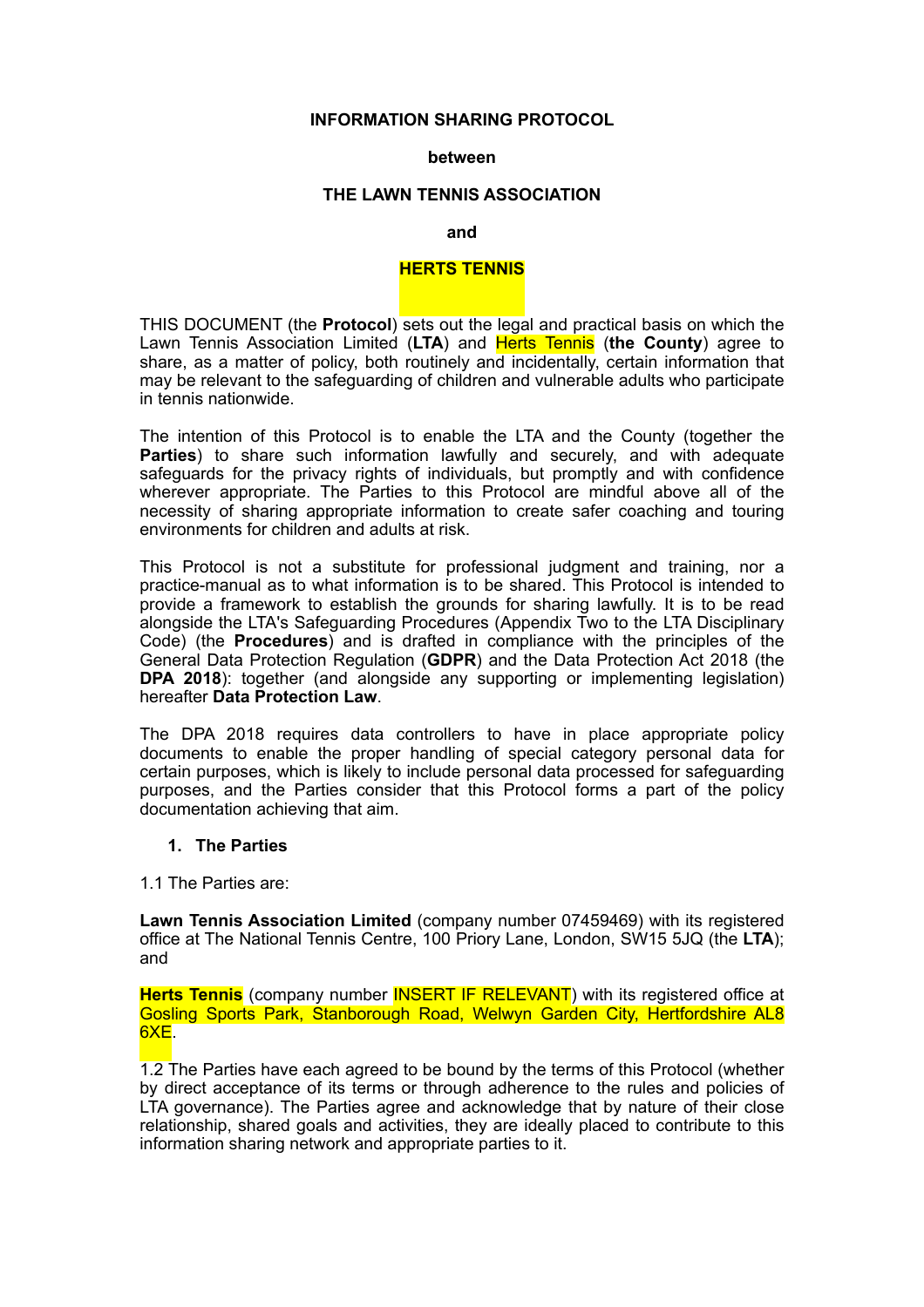**INFORMATION SHARING PROTOCOL**

**between**

**THE LAWN TENNIS ASSOCIATION**

**and**

**HERTS TENNIS**

THIS DOCUMENT (the **Protocol**) sets out the legal and practical basis on which the Lawn Tennis Association Limited (**LTA**) and Herts Tennis (**the County**) agree to share, as a matter of policy, both routinely and incidentally, certain information that may be relevant to the safeguarding of children and vulnerable adults who participate in tennis nationwide.

The intention of this Protocol is to enable the LTA and the County (together the **Parties**) to share such information lawfully and securely, and with adequate safeguards for the privacy rights of individuals, but promptly and with confidence wherever appropriate. The Parties to this Protocol are mindful above all of the necessity of sharing appropriate information to create safer coaching and touring environments for children and adults at risk.

This Protocol is not a substitute for professional judgment and training, nor a practice-manual as to what information is to be shared. This Protocol is intended to provide a framework to establish the grounds for sharing lawfully. It is to be read alongside the LTA's Safeguarding Procedures (Appendix Two to the LTA Disciplinary Code) (the **Procedures**) and is drafted in compliance with the principles of the General Data Protection Regulation (**GDPR**) and the Data Protection Act 2018 (the **DPA 2018**): together (and alongside any supporting or implementing legislation) hereafter **Data Protection Law**.

The DPA 2018 requires data controllers to have in place appropriate policy documents to enable the proper handling of special category personal data for certain purposes, which is likely to include personal data processed for safeguarding purposes, and the Parties consider that this Protocol forms a part of the policy documentation achieving that aim.

## 1. The Parties

1.1 The Parties are:

**Lawn Tennis Association Limited** (company number 07459469) with its registered office at The National Tennis Centre, 100 Priory Lane, London, SW15 5JQ (the **LTA**); and

**Herts Tennis** (company number INSERT IF RELEVANT) with its registered office at Gosling Sports Park, Stanborough Road, Welwyn Garden City, Hertfordshire AL8 6XE.

1.2 The Parties have each agreed to be bound by the terms of this Protocol (whether by direct acceptance of its terms or through adherence to the rules and policies of LTA governance). The Parties agree and acknowledge that by nature of their close relationship, shared goals and activities, they are ideally placed to contribute to this information sharing network and appropriate parties to it.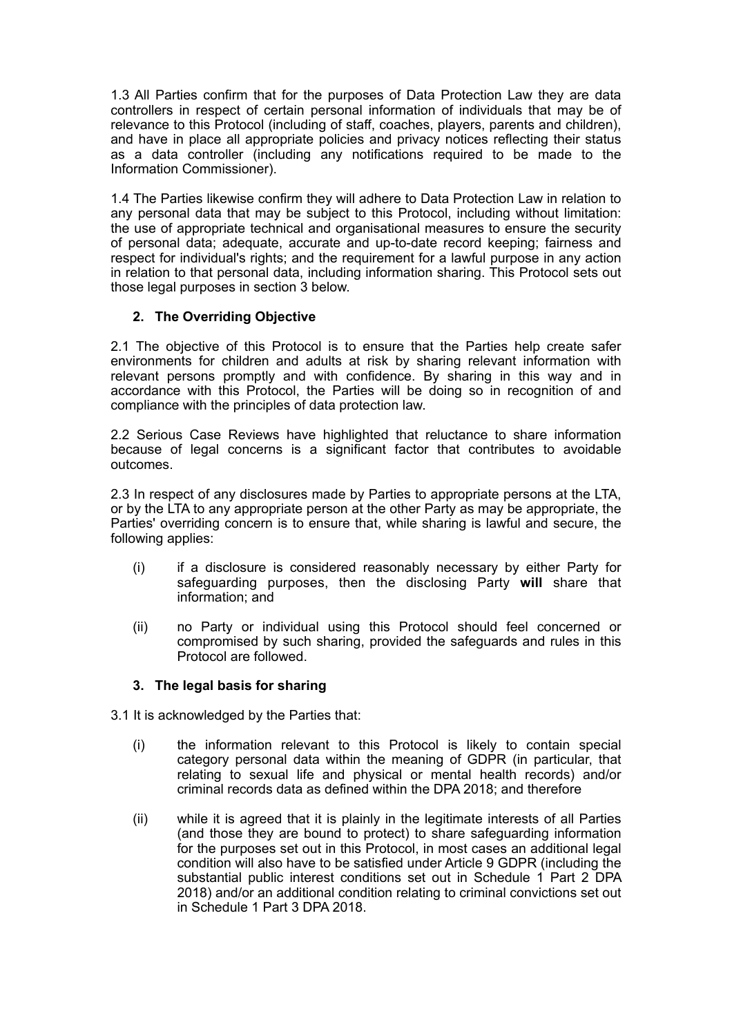1.3 All Parties confirm that for the purposes of Data Protection Law they are data controllers in respect of certain personal information of individuals that may be of relevance to this Protocol (including of staff, coaches, players, parents and children), and have in place all appropriate policies and privacy notices reflecting their status as a data controller (including any notifications required to be made to the Information Commissioner).

1.4 The Parties likewise confirm they will adhere to Data Protection Law in relation to any personal data that may be subject to this Protocol, including without limitation: the use of appropriate technical and organisational measures to ensure the security of personal data; adequate, accurate and up-to-date record keeping; fairness and respect for individual's rights; and the requirement for a lawful purpose in any action in relation to that personal data, including information sharing. This Protocol sets out those legal purposes in section 3 below.

## 2. The Overriding Objective

2.1 The objective of this Protocol is to ensure that the Parties help create safer environments for children and adults at risk by sharing relevant information with relevant persons promptly and with confidence. By sharing in this way and in accordance with this Protocol, the Parties will be doing so in recognition of and compliance with the principles of data protection law.

2.2 Serious Case Reviews have highlighted that reluctance to share information because of legal concerns is a significant factor that contributes to avoidable outcomes.

2.3 In respect of any disclosures made by Parties to appropriate persons at the LTA, or by the LTA to any appropriate person at the other Party as may be appropriate, the Parties' overriding concern is to ensure that, while sharing is lawful and secure, the following applies:

(i) if a disclosure is considered reasonably necessary by either Party for safeguarding purposes, then the disclosing Party **will** share that information; and

(ii) no Party or individual using this Protocol should feel concerned or compromised by such sharing, provided the safeguards and rules in this Protocol are followed.

## 3. The legal basis for sharing

3.1 It is acknowledged by the Parties that:

(i) the information relevant to this Protocol is likely to contain special category personal data within the meaning of GDPR (in particular, that relating to sexual life and physical or mental health records) and/or criminal records data as defined within the DPA 2018; and therefore

(ii) while it is agreed that it is plainly in the legitimate interests of all Parties (and those they are bound to protect) to share safeguarding information for the purposes set out in this Protocol, in most cases an additional legal condition will also have to be satisfied under Article 9 GDPR (including the substantial public interest conditions set out in Schedule 1 Part 2 DPA 2018) and/or an additional condition relating to criminal convictions set out in Schedule 1 Part 3 DPA 2018.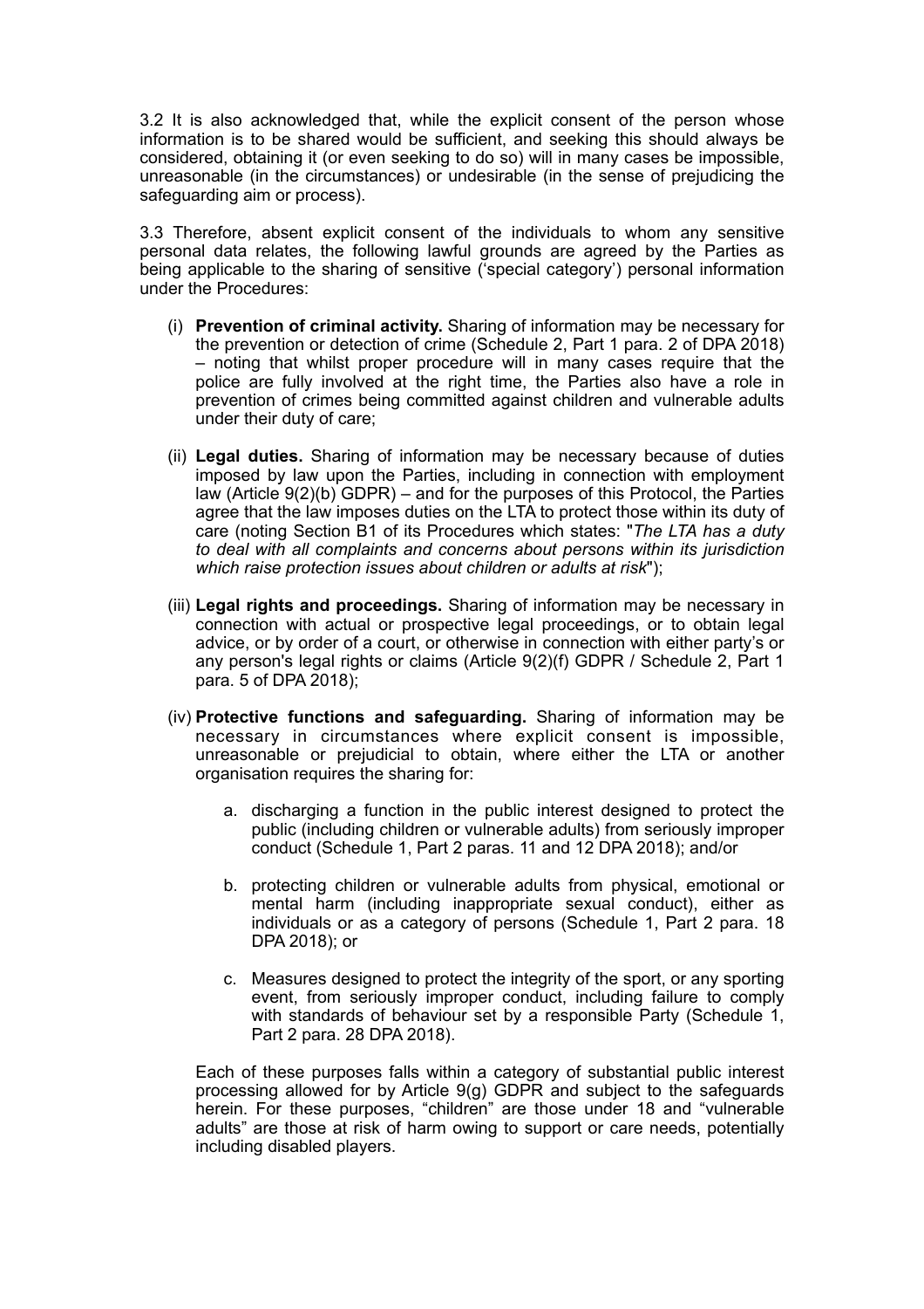3.2 It is also acknowledged that, while the explicit consent of the person whose information is to be shared would be sufficient, and seeking this should always be considered, obtaining it (or even seeking to do so) will in many cases be impossible, unreasonable (in the circumstances) or undesirable (in the sense of prejudicing the safeguarding aim or process).

3.3 Therefore, absent explicit consent of the individuals to whom any sensitive personal data relates, the following lawful grounds are agreed by the Parties as being applicable to the sharing of sensitive ('special category') personal information under the Procedures:

(i) **Prevention of criminal activity.** Sharing of information may be necessary for the prevention or detection of crime (Schedule 2, Part 1 para. 2 of DPA 2018) – noting that whilst proper procedure will in many cases require that the police are fully involved at the right time, the Parties also have a role in prevention of crimes being committed against children and vulnerable adults under their duty of care;

(ii) **Legal duties.** Sharing of information may be necessary because of duties imposed by law upon the Parties, including in connection with employment law (Article 9(2)(b) GDPR) – and for the purposes of this Protocol, the Parties agree that the law imposes duties on the LTA to protect those within its duty of care (noting Section B1 of its Procedures which states: "*The LTA has a duty to deal with all complaints and concerns about persons within its jurisdiction which raise protection issues about children or adults at risk*");

(iii) **Legal rights and proceedings.** Sharing of information may be necessary in connection with actual or prospective legal proceedings, or to obtain legal advice, or by order of a court, or otherwise in connection with either party's or any person's legal rights or claims (Article 9(2)(f) GDPR / Schedule 2, Part 1 para. 5 of DPA 2018);

(iv) **Protective functions and safeguarding.** Sharing of information may be necessary in circumstances where explicit consent is impossible, unreasonable or prejudicial to obtain, where either the LTA or another organisation requires the sharing for:

   a. discharging a function in the public interest designed to protect the public (including children or vulnerable adults) from seriously improper conduct (Schedule 1, Part 2 paras. 11 and 12 DPA 2018); and/or

   b. protecting children or vulnerable adults from physical, emotional or mental harm (including inappropriate sexual conduct), either as individuals or as a category of persons (Schedule 1, Part 2 para. 18 DPA 2018); or

   c. Measures designed to protect the integrity of the sport, or any sporting event, from seriously improper conduct, including failure to comply with standards of behaviour set by a responsible Party (Schedule 1, Part 2 para. 28 DPA 2018).

Each of these purposes falls within a category of substantial public interest processing allowed for by Article 9(g) GDPR and subject to the safeguards herein. For these purposes, "children" are those under 18 and "vulnerable adults" are those at risk of harm owing to support or care needs, potentially including disabled players.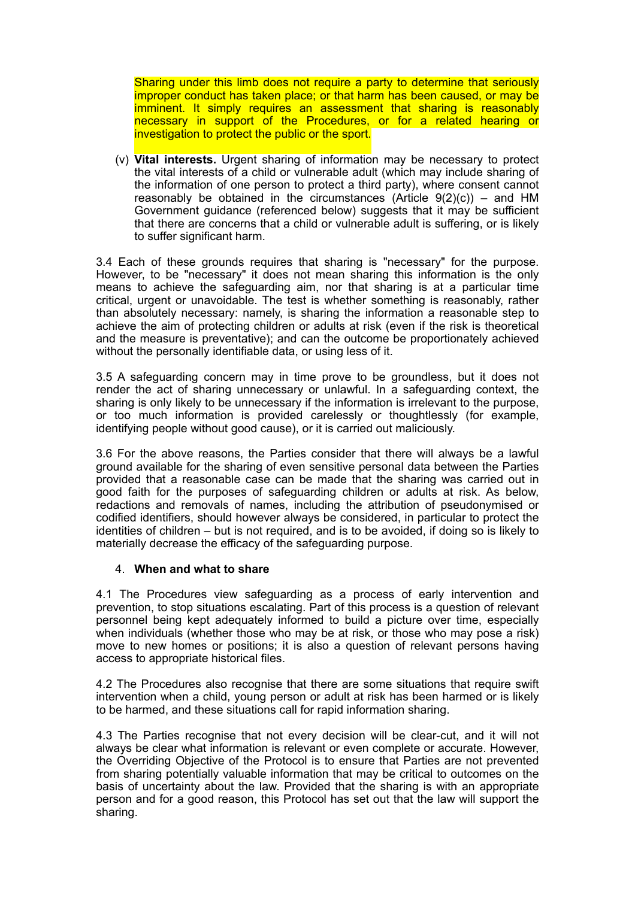Sharing under this limb does not require a party to determine that seriously improper conduct has taken place; or that harm has been caused, or may be imminent. It simply requires an assessment that sharing is reasonably necessary in support of the Procedures, or for a related hearing or investigation to protect the public or the sport.

(v) **Vital interests.** Urgent sharing of information may be necessary to protect the vital interests of a child or vulnerable adult (which may include sharing of the information of one person to protect a third party), where consent cannot reasonably be obtained in the circumstances (Article 9(2)(c)) – and HM Government guidance (referenced below) suggests that it may be sufficient that there are concerns that a child or vulnerable adult is suffering, or is likely to suffer significant harm.

3.4 Each of these grounds requires that sharing is "necessary" for the purpose. However, to be "necessary" it does not mean sharing this information is the only means to achieve the safeguarding aim, nor that sharing is at a particular time critical, urgent or unavoidable. The test is whether something is reasonably, rather than absolutely necessary: namely, is sharing the information a reasonable step to achieve the aim of protecting children or adults at risk (even if the risk is theoretical and the measure is preventative); and can the outcome be proportionately achieved without the personally identifiable data, or using less of it.

3.5 A safeguarding concern may in time prove to be groundless, but it does not render the act of sharing unnecessary or unlawful. In a safeguarding context, the sharing is only likely to be unnecessary if the information is irrelevant to the purpose, or too much information is provided carelessly or thoughtlessly (for example, identifying people without good cause), or it is carried out maliciously.

3.6 For the above reasons, the Parties consider that there will always be a lawful ground available for the sharing of even sensitive personal data between the Parties provided that a reasonable case can be made that the sharing was carried out in good faith for the purposes of safeguarding children or adults at risk. As below, redactions and removals of names, including the attribution of pseudonymised or codified identifiers, should however always be considered, in particular to protect the identities of children – but is not required, and is to be avoided, if doing so is likely to materially decrease the efficacy of the safeguarding purpose.

4. **When and what to share**

4.1 The Procedures view safeguarding as a process of early intervention and prevention, to stop situations escalating. Part of this process is a question of relevant personnel being kept adequately informed to build a picture over time, especially when individuals (whether those who may be at risk, or those who may pose a risk) move to new homes or positions; it is also a question of relevant persons having access to appropriate historical files.

4.2 The Procedures also recognise that there are some situations that require swift intervention when a child, young person or adult at risk has been harmed or is likely to be harmed, and these situations call for rapid information sharing.

4.3 The Parties recognise that not every decision will be clear-cut, and it will not always be clear what information is relevant or even complete or accurate. However, the Overriding Objective of the Protocol is to ensure that Parties are not prevented from sharing potentially valuable information that may be critical to outcomes on the basis of uncertainty about the law. Provided that the sharing is with an appropriate person and for a good reason, this Protocol has set out that the law will support the sharing.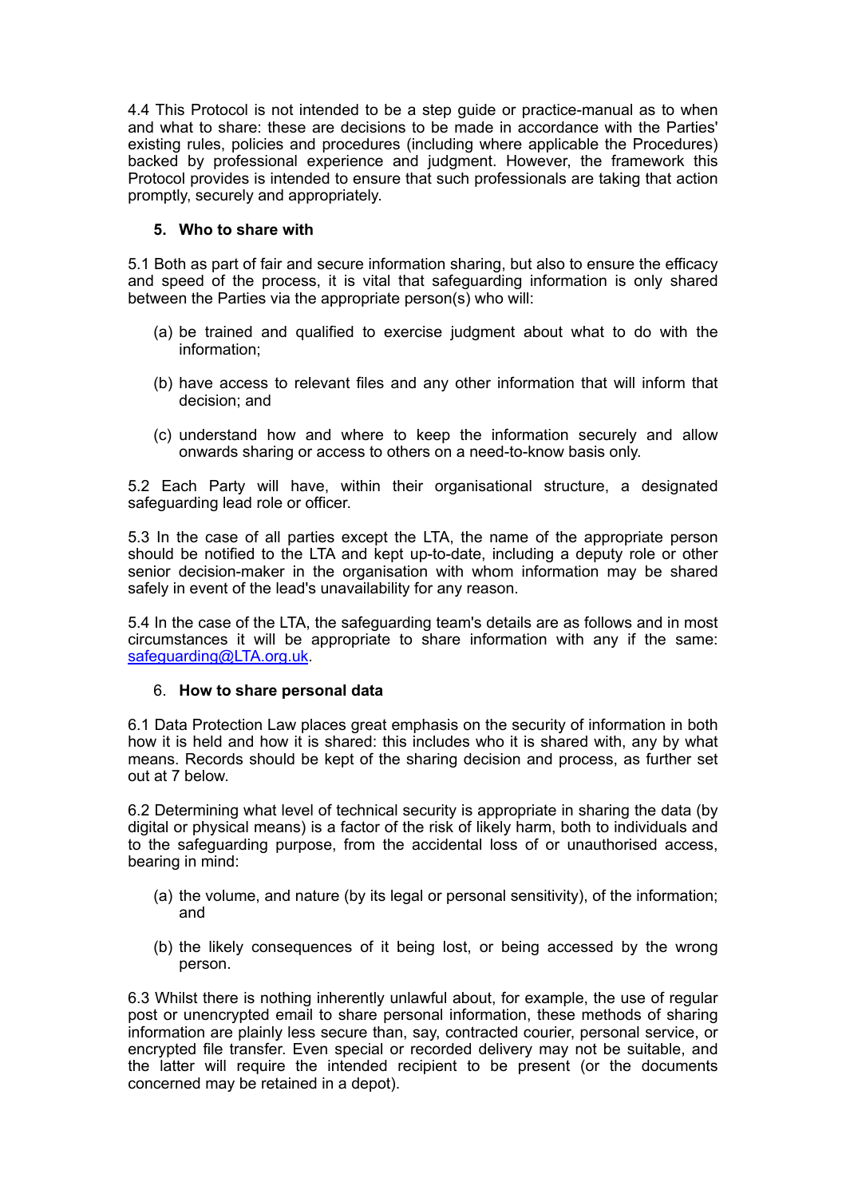4.4 This Protocol is not intended to be a step guide or practice-manual as to when and what to share: these are decisions to be made in accordance with the Parties' existing rules, policies and procedures (including where applicable the Procedures) backed by professional experience and judgment. However, the framework this Protocol provides is intended to ensure that such professionals are taking that action promptly, securely and appropriately.

## 5. Who to share with

5.1 Both as part of fair and secure information sharing, but also to ensure the efficacy and speed of the process, it is vital that safeguarding information is only shared between the Parties via the appropriate person(s) who will:

(a) be trained and qualified to exercise judgment about what to do with the information;

(b) have access to relevant files and any other information that will inform that decision; and

(c) understand how and where to keep the information securely and allow onwards sharing or access to others on a need-to-know basis only.

5.2 Each Party will have, within their organisational structure, a designated safeguarding lead role or officer.

5.3 In the case of all parties except the LTA, the name of the appropriate person should be notified to the LTA and kept up-to-date, including a deputy role or other senior decision-maker in the organisation with whom information may be shared safely in event of the lead's unavailability for any reason.

5.4 In the case of the LTA, the safeguarding team's details are as follows and in most circumstances it will be appropriate to share information with any if the same: safeguarding@LTA.org.uk.

## 6. How to share personal data

6.1 Data Protection Law places great emphasis on the security of information in both how it is held and how it is shared: this includes who it is shared with, any by what means. Records should be kept of the sharing decision and process, as further set out at 7 below.

6.2 Determining what level of technical security is appropriate in sharing the data (by digital or physical means) is a factor of the risk of likely harm, both to individuals and to the safeguarding purpose, from the accidental loss of or unauthorised access, bearing in mind:

(a) the volume, and nature (by its legal or personal sensitivity), of the information; and

(b) the likely consequences of it being lost, or being accessed by the wrong person.

6.3 Whilst there is nothing inherently unlawful about, for example, the use of regular post or unencrypted email to share personal information, these methods of sharing information are plainly less secure than, say, contracted courier, personal service, or encrypted file transfer. Even special or recorded delivery may not be suitable, and the latter will require the intended recipient to be present (or the documents concerned may be retained in a depot).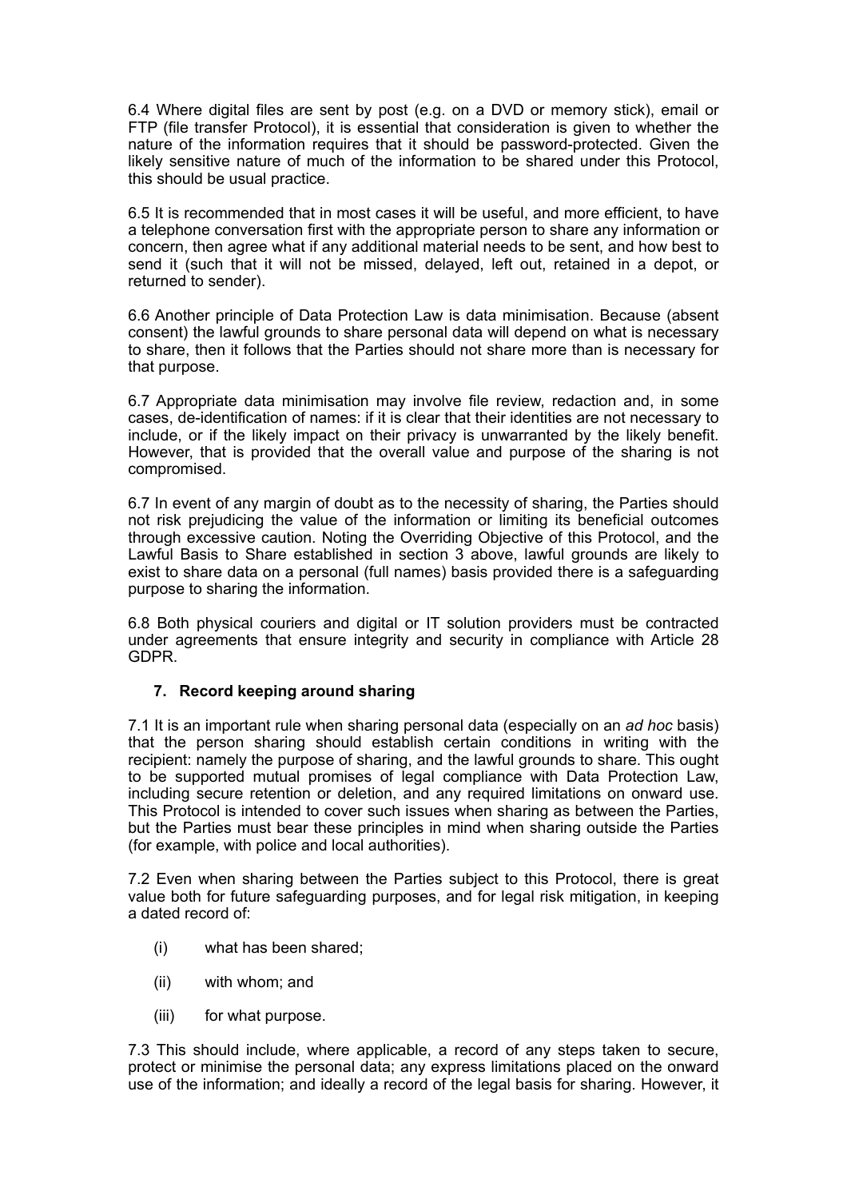6.4 Where digital files are sent by post (e.g. on a DVD or memory stick), email or FTP (file transfer Protocol), it is essential that consideration is given to whether the nature of the information requires that it should be password-protected. Given the likely sensitive nature of much of the information to be shared under this Protocol, this should be usual practice.

6.5 It is recommended that in most cases it will be useful, and more efficient, to have a telephone conversation first with the appropriate person to share any information or concern, then agree what if any additional material needs to be sent, and how best to send it (such that it will not be missed, delayed, left out, retained in a depot, or returned to sender).

6.6 Another principle of Data Protection Law is data minimisation. Because (absent consent) the lawful grounds to share personal data will depend on what is necessary to share, then it follows that the Parties should not share more than is necessary for that purpose.

6.7 Appropriate data minimisation may involve file review, redaction and, in some cases, de-identification of names: if it is clear that their identities are not necessary to include, or if the likely impact on their privacy is unwarranted by the likely benefit. However, that is provided that the overall value and purpose of the sharing is not compromised.

6.7 In event of any margin of doubt as to the necessity of sharing, the Parties should not risk prejudicing the value of the information or limiting its beneficial outcomes through excessive caution. Noting the Overriding Objective of this Protocol, and the Lawful Basis to Share established in section 3 above, lawful grounds are likely to exist to share data on a personal (full names) basis provided there is a safeguarding purpose to sharing the information.

6.8 Both physical couriers and digital or IT solution providers must be contracted under agreements that ensure integrity and security in compliance with Article 28 GDPR.

## 7. Record keeping around sharing

7.1 It is an important rule when sharing personal data (especially on an *ad hoc* basis) that the person sharing should establish certain conditions in writing with the recipient: namely the purpose of sharing, and the lawful grounds to share. This ought to be supported mutual promises of legal compliance with Data Protection Law, including secure retention or deletion, and any required limitations on onward use. This Protocol is intended to cover such issues when sharing as between the Parties, but the Parties must bear these principles in mind when sharing outside the Parties (for example, with police and local authorities).

7.2 Even when sharing between the Parties subject to this Protocol, there is great value both for future safeguarding purposes, and for legal risk mitigation, in keeping a dated record of:

- (i) what has been shared;
- (ii) with whom; and
- (iii) for what purpose.

7.3 This should include, where applicable, a record of any steps taken to secure, protect or minimise the personal data; any express limitations placed on the onward use of the information; and ideally a record of the legal basis for sharing. However, it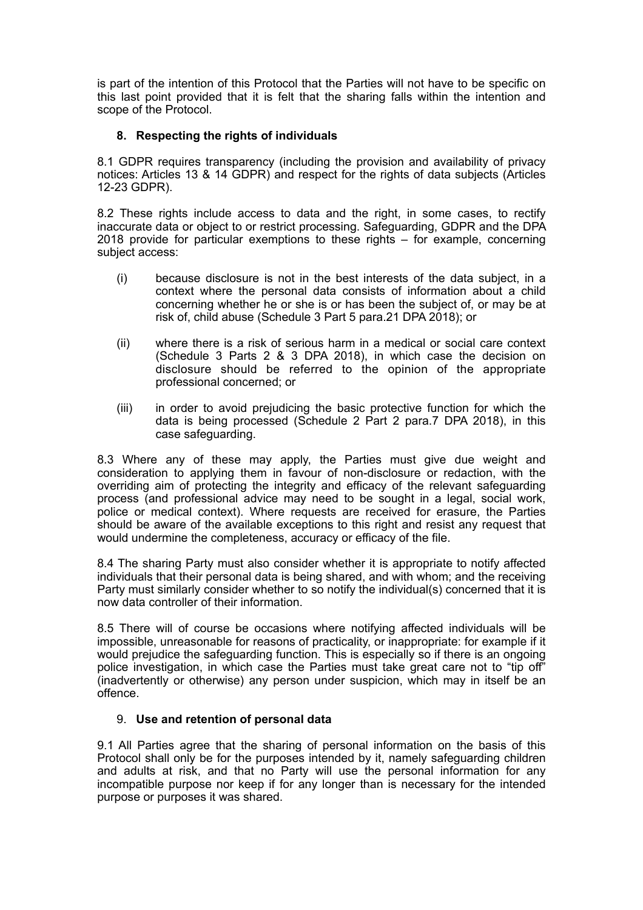is part of the intention of this Protocol that the Parties will not have to be specific on this last point provided that it is felt that the sharing falls within the intention and scope of the Protocol.

## 8. Respecting the rights of individuals

8.1 GDPR requires transparency (including the provision and availability of privacy notices: Articles 13 & 14 GDPR) and respect for the rights of data subjects (Articles 12-23 GDPR).

8.2 These rights include access to data and the right, in some cases, to rectify inaccurate data or object to or restrict processing. Safeguarding, GDPR and the DPA 2018 provide for particular exemptions to these rights – for example, concerning subject access:

(i) because disclosure is not in the best interests of the data subject, in a context where the personal data consists of information about a child concerning whether he or she is or has been the subject of, or may be at risk of, child abuse (Schedule 3 Part 5 para.21 DPA 2018); or

(ii) where there is a risk of serious harm in a medical or social care context (Schedule 3 Parts 2 & 3 DPA 2018), in which case the decision on disclosure should be referred to the opinion of the appropriate professional concerned; or

(iii) in order to avoid prejudicing the basic protective function for which the data is being processed (Schedule 2 Part 2 para.7 DPA 2018), in this case safeguarding.

8.3 Where any of these may apply, the Parties must give due weight and consideration to applying them in favour of non-disclosure or redaction, with the overriding aim of protecting the integrity and efficacy of the relevant safeguarding process (and professional advice may need to be sought in a legal, social work, police or medical context). Where requests are received for erasure, the Parties should be aware of the available exceptions to this right and resist any request that would undermine the completeness, accuracy or efficacy of the file.

8.4 The sharing Party must also consider whether it is appropriate to notify affected individuals that their personal data is being shared, and with whom; and the receiving Party must similarly consider whether to so notify the individual(s) concerned that it is now data controller of their information.

8.5 There will of course be occasions where notifying affected individuals will be impossible, unreasonable for reasons of practicality, or inappropriate: for example if it would prejudice the safeguarding function. This is especially so if there is an ongoing police investigation, in which case the Parties must take great care not to "tip off" (inadvertently or otherwise) any person under suspicion, which may in itself be an offence.

## 9. Use and retention of personal data

9.1 All Parties agree that the sharing of personal information on the basis of this Protocol shall only be for the purposes intended by it, namely safeguarding children and adults at risk, and that no Party will use the personal information for any incompatible purpose nor keep if for any longer than is necessary for the intended purpose or purposes it was shared.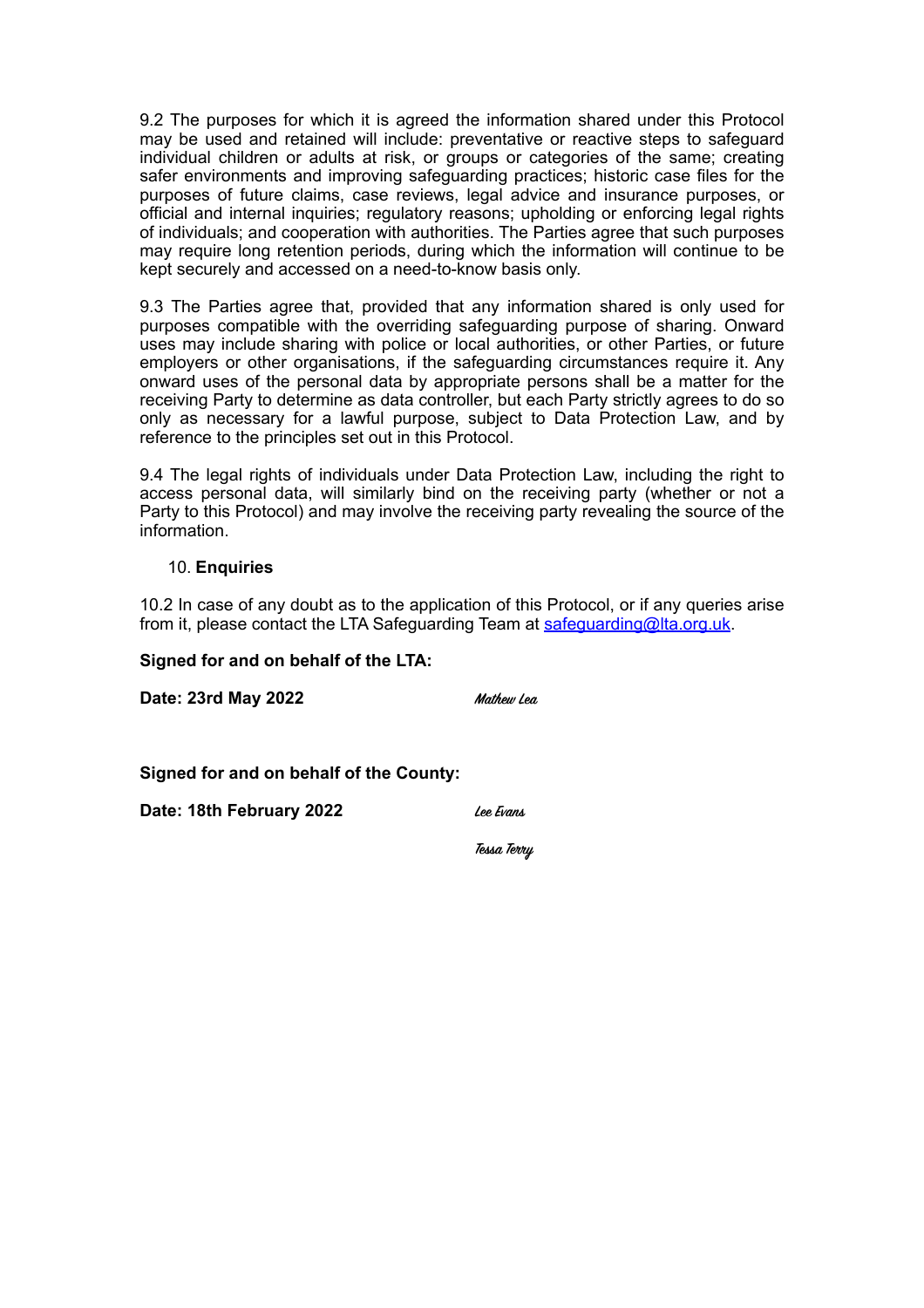9.2 The purposes for which it is agreed the information shared under this Protocol may be used and retained will include: preventative or reactive steps to safeguard individual children or adults at risk, or groups or categories of the same; creating safer environments and improving safeguarding practices; historic case files for the purposes of future claims, case reviews, legal advice and insurance purposes, or official and internal inquiries; regulatory reasons; upholding or enforcing legal rights of individuals; and cooperation with authorities. The Parties agree that such purposes may require long retention periods, during which the information will continue to be kept securely and accessed on a need-to-know basis only.

9.3 The Parties agree that, provided that any information shared is only used for purposes compatible with the overriding safeguarding purpose of sharing. Onward uses may include sharing with police or local authorities, or other Parties, or future employers or other organisations, if the safeguarding circumstances require it. Any onward uses of the personal data by appropriate persons shall be a matter for the receiving Party to determine as data controller, but each Party strictly agrees to do so only as necessary for a lawful purpose, subject to Data Protection Law, and by reference to the principles set out in this Protocol.

9.4 The legal rights of individuals under Data Protection Law, including the right to access personal data, will similarly bind on the receiving party (whether or not a Party to this Protocol) and may involve the receiving party revealing the source of the information.

10. **Enquiries**

10.2 In case of any doubt as to the application of this Protocol, or if any queries arise from it, please contact the LTA Safeguarding Team at safeguarding@lta.org.uk.

**Signed for and on behalf of the LTA:**

**Date: 23rd May 2022** Mathew Lea

**Signed for and on behalf of the County:**

**Date: 18th February 2022** Lee Evans

Tessa Terry